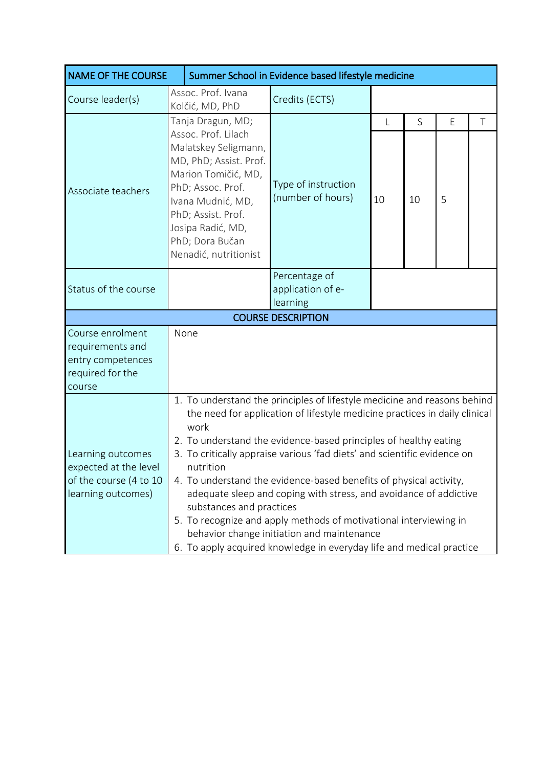| NAME OF THE COURSE | Summer School in Evidence based lifestyle medicine | | | | | |
|---|---|---|---|---|---|---|
| Course leader(s) | Assoc. Prof. Ivana Kolčić, MD, PhD | Credits (ECTS) | | | | |
| Associate teachers | Tanja Dragun, MD; Assoc. Prof. Lilach Malatskey Seligmann, MD, PhD; Assist. Prof. Marion Tomičić, MD, PhD; Assoc. Prof. Ivana Mudnić, MD, PhD; Assist. Prof. Josipa Radić, MD, PhD; Dora Bučan Nenadić, nutritionist | Type of instruction (number of hours) | L | S | E | T |
| | | | 10 | 10 | 5 | |
| Status of the course | | Percentage of application of e-learning | | | | |

## COURSE DESCRIPTION

| | |
|---|---|
| Course enrolment requirements and entry competences required for the course | None |
| Learning outcomes expected at the level of the course (4 to 10 learning outcomes) | 1. To understand the principles of lifestyle medicine and reasons behind the need for application of lifestyle medicine practices in daily clinical work<br>2. To understand the evidence-based principles of healthy eating<br>3. To critically appraise various 'fad diets' and scientific evidence on nutrition<br>4. To understand the evidence-based benefits of physical activity, adequate sleep and coping with stress, and avoidance of addictive substances and practices<br>5. To recognize and apply methods of motivational interviewing in behavior change initiation and maintenance<br>6. To apply acquired knowledge in everyday life and medical practice |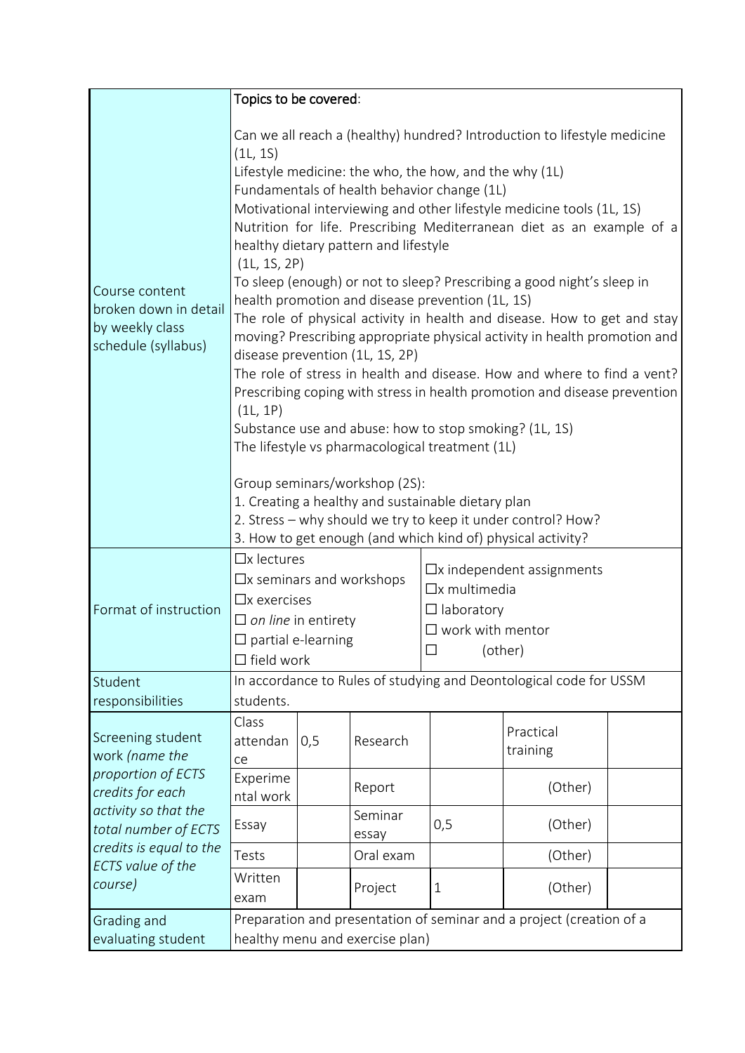| Course content broken down in detail by weekly class schedule (syllabus) | Topics to be covered:<br><br>Can we all reach a (healthy) hundred? Introduction to lifestyle medicine (1L, 1S)<br>Lifestyle medicine: the who, the how, and the why (1L)<br>Fundamentals of health behavior change (1L)<br>Motivational interviewing and other lifestyle medicine tools (1L, 1S)<br>Nutrition for life. Prescribing Mediterranean diet as an example of a healthy dietary pattern and lifestyle (1L, 1S, 2P)<br>To sleep (enough) or not to sleep? Prescribing a good night's sleep in health promotion and disease prevention (1L, 1S)<br>The role of physical activity in health and disease. How to get and stay moving? Prescribing appropriate physical activity in health promotion and disease prevention (1L, 1S, 2P)<br>The role of stress in health and disease. How and where to find a vent? Prescribing coping with stress in health promotion and disease prevention (1L, 1P)<br>Substance use and abuse: how to stop smoking? (1L, 1S)<br>The lifestyle vs pharmacological treatment (1L)<br><br>Group seminars/workshop (2S):<br>1. Creating a healthy and sustainable dietary plan<br>2. Stress – why should we try to keep it under control? How?<br>3. How to get enough (and which kind of) physical activity? |
|---|---|
| Format of instruction | ☐x lectures<br>☐x seminars and workshops<br>☐x exercises<br>☐ *on line* in entirety<br>☐ partial e-learning<br>☐ field work<br>☐x independent assignments<br>☐x multimedia<br>☐ laboratory<br>☐ work with mentor<br>☐ (other) |
| Student responsibilities | In accordance to Rules of studying and Deontological code for USSM students. |

| Screening student work *(name the proportion of ECTS credits for each activity so that the total number of ECTS credits is equal to the ECTS value of the course)* | | | | | | |
|---|---|---|---|---|---|---|
| | Class attendance | 0,5 | Research | | Practical training | |
| | Experimental work | | Report | | (Other) | |
| | Essay | | Seminar essay | 0,5 | (Other) | |
| | Tests | | Oral exam | | (Other) | |
| | Written exam | | Project | 1 | (Other) | |

| Grading and evaluating student | Preparation and presentation of seminar and a project (creation of a healthy menu and exercise plan) |
|---|---|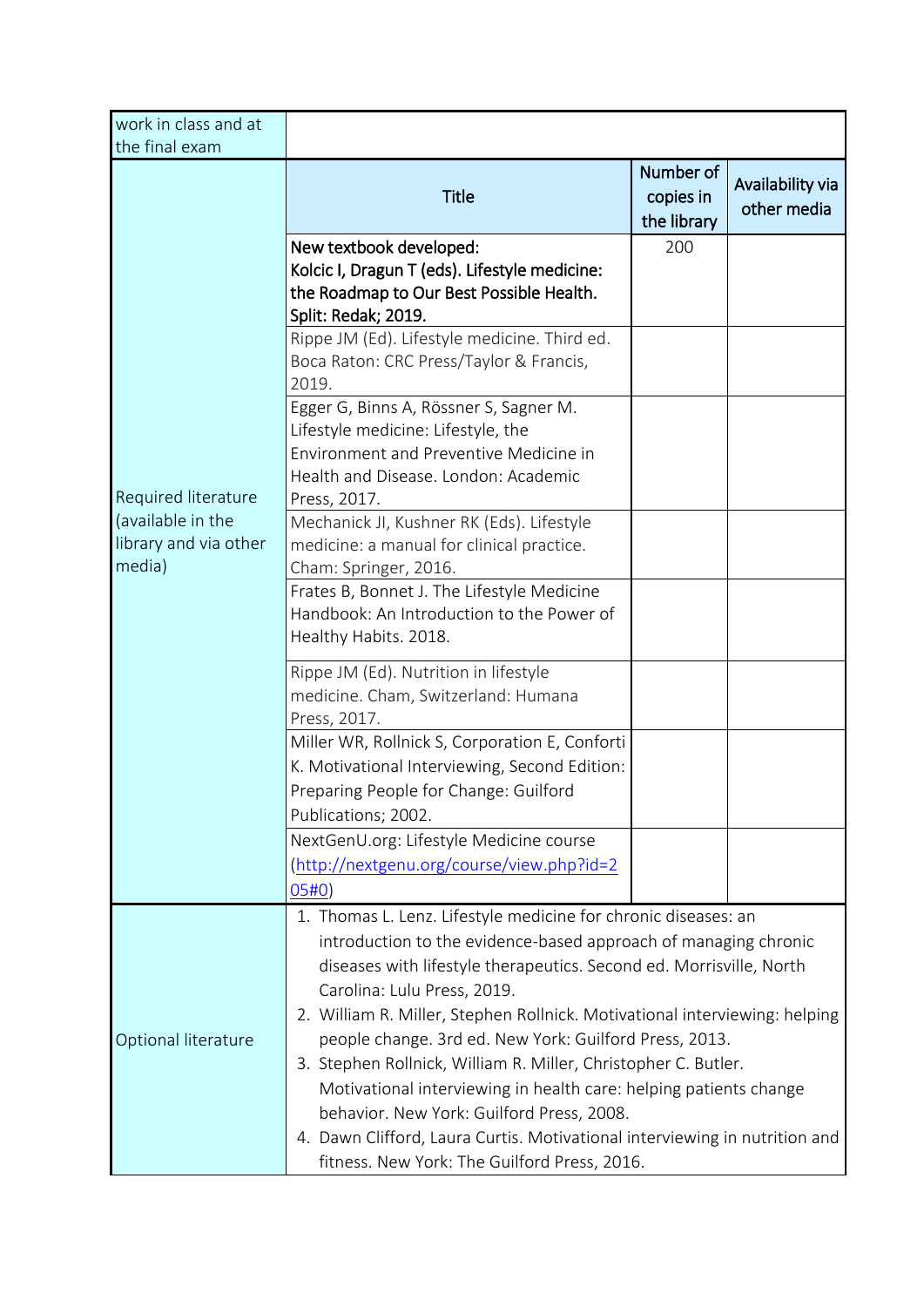| work in class and at the final exam | | | |
|---|---|---|---|
| Required literature (available in the library and via other media) | **Title** | **Number of copies in the library** | **Availability via other media** |
| | **New textbook developed:** **Kolcic I, Dragun T (eds). Lifestyle medicine: the Roadmap to Our Best Possible Health. Split: Redak; 2019.** | 200 | |
| | Rippe JM (Ed). Lifestyle medicine. Third ed. Boca Raton: CRC Press/Taylor & Francis, 2019. | | |
| | Egger G, Binns A, Rössner S, Sagner M. Lifestyle medicine: Lifestyle, the Environment and Preventive Medicine in Health and Disease. London: Academic Press, 2017. | | |
| | Mechanick JI, Kushner RK (Eds). Lifestyle medicine: a manual for clinical practice. Cham: Springer, 2016. | | |
| | Frates B, Bonnet J. The Lifestyle Medicine Handbook: An Introduction to the Power of Healthy Habits. 2018. | | |
| | Rippe JM (Ed). Nutrition in lifestyle medicine. Cham, Switzerland: Humana Press, 2017. | | |
| | Miller WR, Rollnick S, Corporation E, Conforti K. Motivational Interviewing, Second Edition: Preparing People for Change: Guilford Publications; 2002. | | |
| | NextGenU.org: Lifestyle Medicine course (http://nextgenu.org/course/view.php?id=205#0) | | |
| Optional literature | 1. Thomas L. Lenz. Lifestyle medicine for chronic diseases: an introduction to the evidence-based approach of managing chronic diseases with lifestyle therapeutics. Second ed. Morrisville, North Carolina: Lulu Press, 2019.<br>2. William R. Miller, Stephen Rollnick. Motivational interviewing: helping people change. 3rd ed. New York: Guilford Press, 2013.<br>3. Stephen Rollnick, William R. Miller, Christopher C. Butler. Motivational interviewing in health care: helping patients change behavior. New York: Guilford Press, 2008.<br>4. Dawn Clifford, Laura Curtis. Motivational interviewing in nutrition and fitness. New York: The Guilford Press, 2016. | | |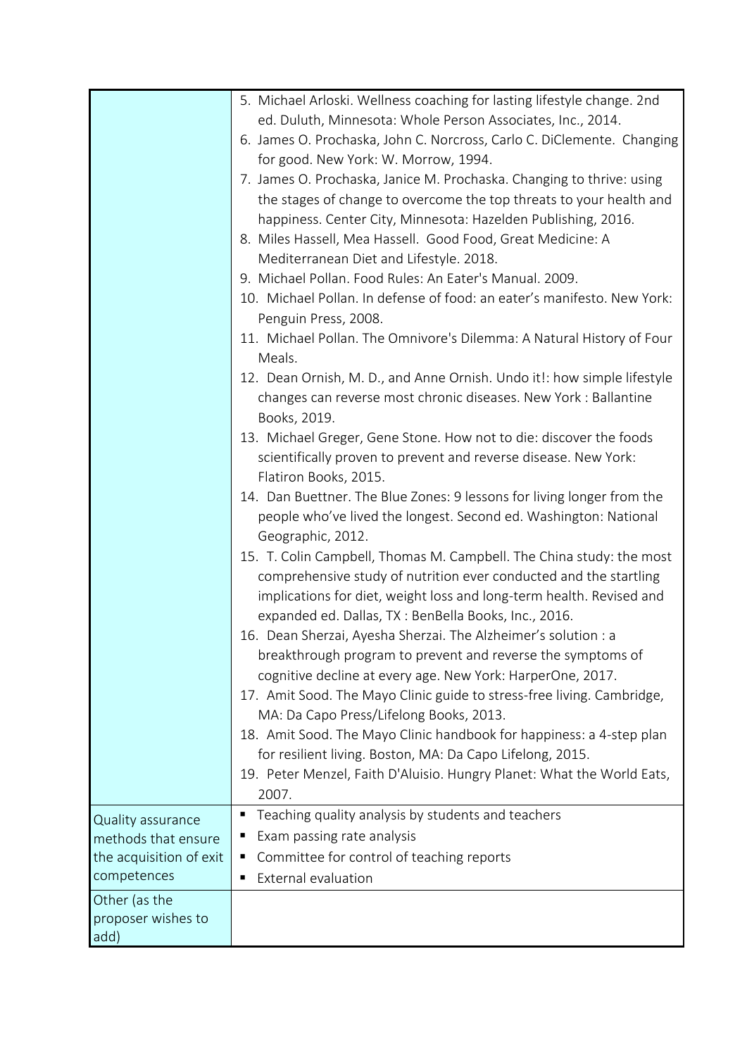| | |
|---|---|
| | 5. Michael Arloski. Wellness coaching for lasting lifestyle change. 2nd ed. Duluth, Minnesota: Whole Person Associates, Inc., 2014.<br>6. James O. Prochaska, John C. Norcross, Carlo C. DiClemente. Changing for good. New York: W. Morrow, 1994.<br>7. James O. Prochaska, Janice M. Prochaska. Changing to thrive: using the stages of change to overcome the top threats to your health and happiness. Center City, Minnesota: Hazelden Publishing, 2016.<br>8. Miles Hassell, Mea Hassell. Good Food, Great Medicine: A Mediterranean Diet and Lifestyle. 2018.<br>9. Michael Pollan. Food Rules: An Eater's Manual. 2009.<br>10. Michael Pollan. In defense of food: an eater's manifesto. New York: Penguin Press, 2008.<br>11. Michael Pollan. The Omnivore's Dilemma: A Natural History of Four Meals.<br>12. Dean Ornish, M. D., and Anne Ornish. Undo it!: how simple lifestyle changes can reverse most chronic diseases. New York : Ballantine Books, 2019.<br>13. Michael Greger, Gene Stone. How not to die: discover the foods scientifically proven to prevent and reverse disease. New York: Flatiron Books, 2015.<br>14. Dan Buettner. The Blue Zones: 9 lessons for living longer from the people who've lived the longest. Second ed. Washington: National Geographic, 2012.<br>15. T. Colin Campbell, Thomas M. Campbell. The China study: the most comprehensive study of nutrition ever conducted and the startling implications for diet, weight loss and long-term health. Revised and expanded ed. Dallas, TX : BenBella Books, Inc., 2016.<br>16. Dean Sherzai, Ayesha Sherzai. The Alzheimer's solution : a breakthrough program to prevent and reverse the symptoms of cognitive decline at every age. New York: HarperOne, 2017.<br>17. Amit Sood. The Mayo Clinic guide to stress-free living. Cambridge, MA: Da Capo Press/Lifelong Books, 2013.<br>18. Amit Sood. The Mayo Clinic handbook for happiness: a 4-step plan for resilient living. Boston, MA: Da Capo Lifelong, 2015.<br>19. Peter Menzel, Faith D'Aluisio. Hungry Planet: What the World Eats, 2007. |
| Quality assurance methods that ensure the acquisition of exit competences | ▪ Teaching quality analysis by students and teachers<br>▪ Exam passing rate analysis<br>▪ Committee for control of teaching reports<br>▪ External evaluation |
| Other (as the proposer wishes to add) | |